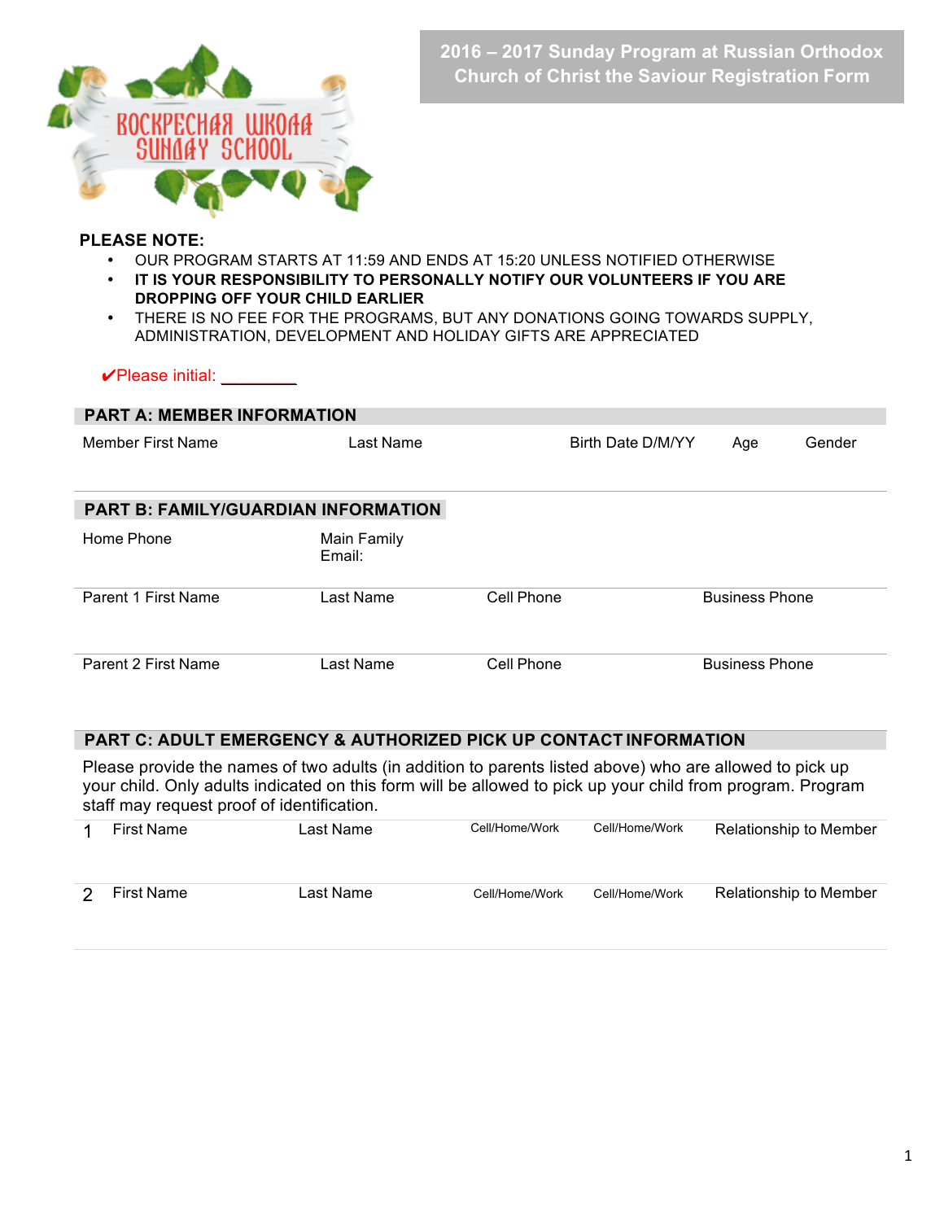ВОСКРЕСНАЯ ШКОЛА
SUNDAY SCHOOL

# 2016 – 2017 Sunday Program at Russian Orthodox Church of Christ the Saviour Registration Form

**PLEASE NOTE:**

- OUR PROGRAM STARTS AT 11:59 AND ENDS AT 15:20 UNLESS NOTIFIED OTHERWISE
- **IT IS YOUR RESPONSIBILITY TO PERSONALLY NOTIFY OUR VOLUNTEERS IF YOU ARE DROPPING OFF YOUR CHILD EARLIER**
- THERE IS NO FEE FOR THE PROGRAMS, BUT ANY DONATIONS GOING TOWARDS SUPPLY, ADMINISTRATION, DEVELOPMENT AND HOLIDAY GIFTS ARE APPRECIATED

✔Please initial: ________

## PART A: MEMBER INFORMATION

| Member First Name | Last Name | Birth Date D/M/YY | Age | Gender |
|---|---|---|---|---|
| | | | | |

## PART B: FAMILY/GUARDIAN INFORMATION

| Home Phone | Main Family Email: | | |
|---|---|---|---|
| | | | |
| **Parent 1 First Name** | **Last Name** | **Cell Phone** | **Business Phone** |
| | | | |
| **Parent 2 First Name** | **Last Name** | **Cell Phone** | **Business Phone** |
| | | | |

## PART C: ADULT EMERGENCY & AUTHORIZED PICK UP CONTACT INFORMATION

Please provide the names of two adults (in addition to parents listed above) who are allowed to pick up your child. Only adults indicated on this form will be allowed to pick up your child from program. Program staff may request proof of identification.

| | First Name | Last Name | Cell/Home/Work | Cell/Home/Work | Relationship to Member |
|---|---|---|---|---|---|
| 1 | | | | | |
| 2 | | | | | |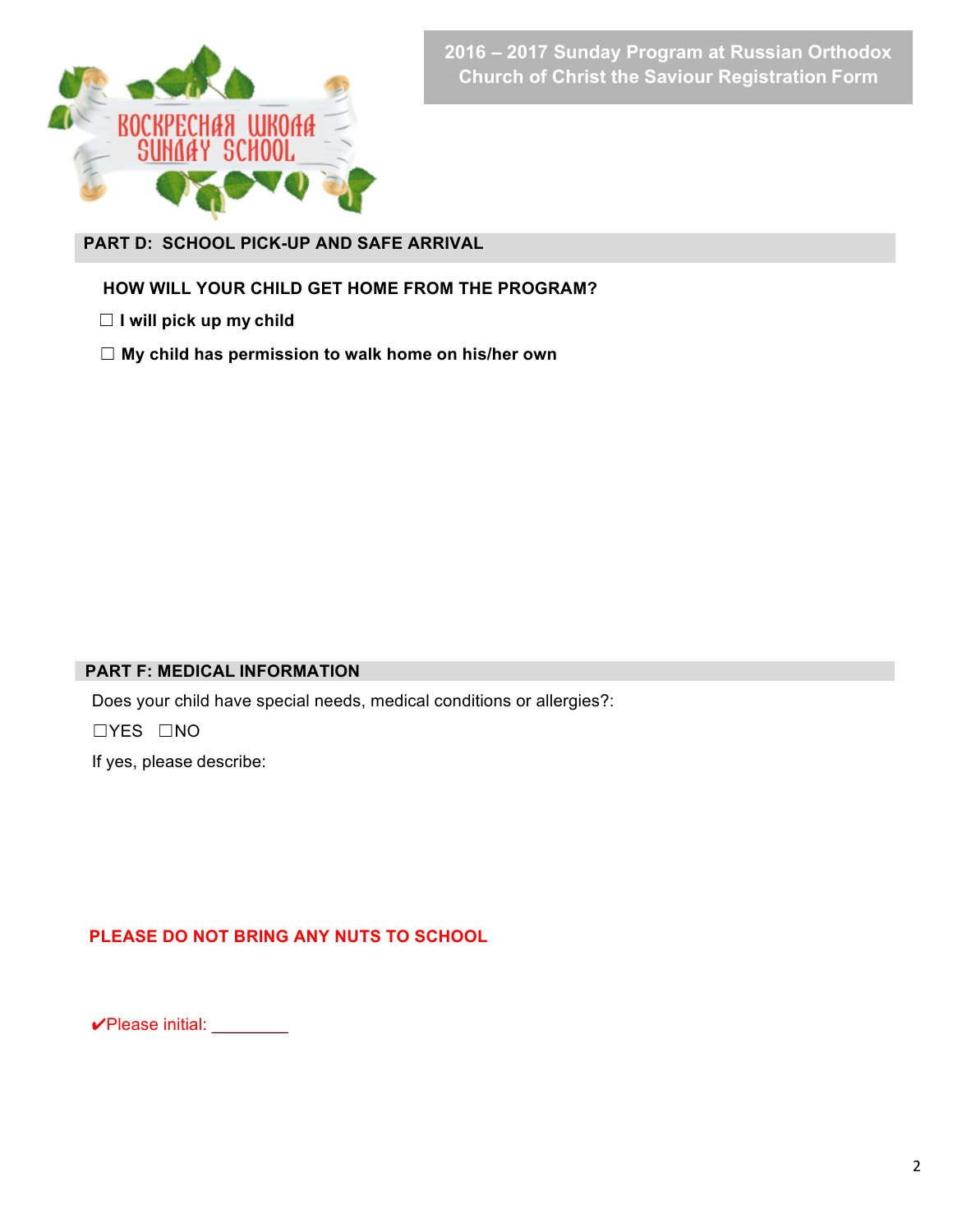**2016 – 2017 Sunday Program at Russian Orthodox Church of Christ the Saviour Registration Form**

## PART D: SCHOOL PICK-UP AND SAFE ARRIVAL

**HOW WILL YOUR CHILD GET HOME FROM THE PROGRAM?**

☐ **I will pick up my child**

☐ **My child has permission to walk home on his/her own**

## PART F: MEDICAL INFORMATION

Does your child have special needs, medical conditions or allergies?:

☐YES ☐NO

If yes, please describe:

**PLEASE DO NOT BRING ANY NUTS TO SCHOOL**

✔Please initial: ________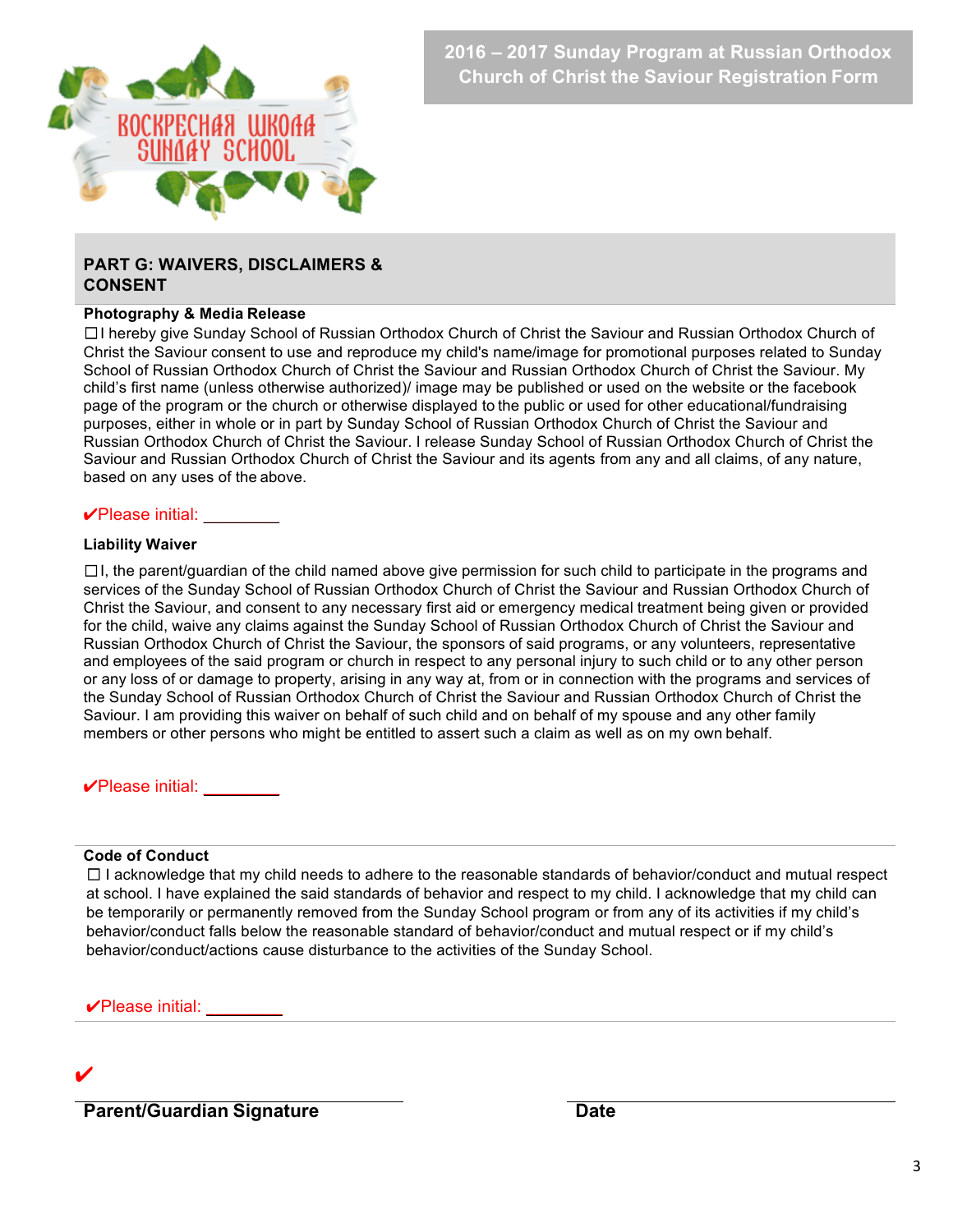# 2016 – 2017 Sunday Program at Russian Orthodox Church of Christ the Saviour Registration Form

## PART G: WAIVERS, DISCLAIMERS & CONSENT

### Photography & Media Release

☐I hereby give Sunday School of Russian Orthodox Church of Christ the Saviour and Russian Orthodox Church of Christ the Saviour consent to use and reproduce my child's name/image for promotional purposes related to Sunday School of Russian Orthodox Church of Christ the Saviour and Russian Orthodox Church of Christ the Saviour. My child's first name (unless otherwise authorized)/ image may be published or used on the website or the facebook page of the program or the church or otherwise displayed to the public or used for other educational/fundraising purposes, either in whole or in part by Sunday School of Russian Orthodox Church of Christ the Saviour and Russian Orthodox Church of Christ the Saviour. I release Sunday School of Russian Orthodox Church of Christ the Saviour and Russian Orthodox Church of Christ the Saviour and its agents from any and all claims, of any nature, based on any uses of the above.

✔Please initial: ________

### Liability Waiver

☐I, the parent/guardian of the child named above give permission for such child to participate in the programs and services of the Sunday School of Russian Orthodox Church of Christ the Saviour and Russian Orthodox Church of Christ the Saviour, and consent to any necessary first aid or emergency medical treatment being given or provided for the child, waive any claims against the Sunday School of Russian Orthodox Church of Christ the Saviour and Russian Orthodox Church of Christ the Saviour, the sponsors of said programs, or any volunteers, representative and employees of the said program or church in respect to any personal injury to such child or to any other person or any loss of or damage to property, arising in any way at, from or in connection with the programs and services of the Sunday School of Russian Orthodox Church of Christ the Saviour and Russian Orthodox Church of Christ the Saviour. I am providing this waiver on behalf of such child and on behalf of my spouse and any other family members or other persons who might be entitled to assert such a claim as well as on my own behalf.

✔Please initial: ________

### Code of Conduct

☐ I acknowledge that my child needs to adhere to the reasonable standards of behavior/conduct and mutual respect at school. I have explained the said standards of behavior and respect to my child. I acknowledge that my child can be temporarily or permanently removed from the Sunday School program or from any of its activities if my child's behavior/conduct falls below the reasonable standard of behavior/conduct and mutual respect or if my child's behavior/conduct/actions cause disturbance to the activities of the Sunday School.

✔Please initial: ________

✔ ______________________________ ______________________________

**Parent/Guardian Signature** **Date**